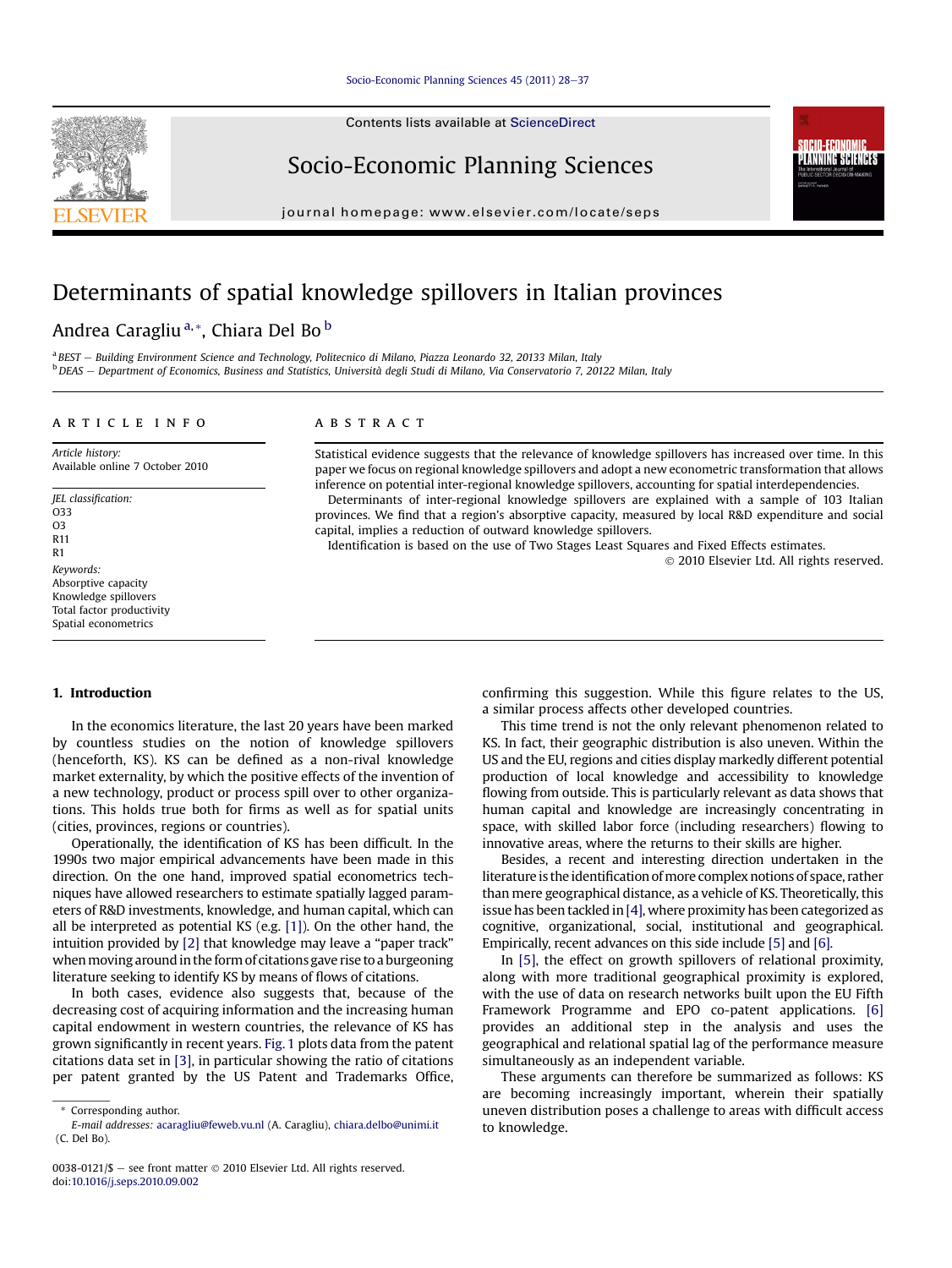# Determinants of spatial knowledge spillovers in Italian provinces

Andrea Caragliu [a,*], Chiara Del Bo [b]

[a] BEST – Building Environment Science and Technology, Politecnico di Milano, Piazza Leonardo 32, 20133 Milan, Italy
[b] DEAS – Department of Economics, Business and Statistics, Università degli Studi di Milano, Via Conservatorio 7, 20122 Milan, Italy

## ARTICLE INFO

*Article history:*
Available online 7 October 2010

*JEL classification:*
O33
O3
R11
R1

*Keywords:*
Absorptive capacity
Knowledge spillovers
Total factor productivity
Spatial econometrics

## ABSTRACT

Statistical evidence suggests that the relevance of knowledge spillovers has increased over time. In this paper we focus on regional knowledge spillovers and adopt a new econometric transformation that allows inference on potential inter-regional knowledge spillovers, accounting for spatial interdependencies.

Determinants of inter-regional knowledge spillovers are explained with a sample of 103 Italian provinces. We find that a region's absorptive capacity, measured by local R&D expenditure and social capital, implies a reduction of outward knowledge spillovers.

Identification is based on the use of Two Stages Least Squares and Fixed Effects estimates.

© 2010 Elsevier Ltd. All rights reserved.

## 1. Introduction

In the economics literature, the last 20 years have been marked by countless studies on the notion of knowledge spillovers (henceforth, KS). KS can be defined as a non-rival knowledge market externality, by which the positive effects of the invention of a new technology, product or process spill over to other organizations. This holds true both for firms as well as for spatial units (cities, provinces, regions or countries).

Operationally, the identification of KS has been difficult. In the 1990s two major empirical advancements have been made in this direction. On the one hand, improved spatial econometrics techniques have allowed researchers to estimate spatially lagged parameters of R&D investments, knowledge, and human capital, which can all be interpreted as potential KS (e.g. [1]). On the other hand, the intuition provided by [2] that knowledge may leave a "paper track" when moving around in the form of citations gave rise to a burgeoning literature seeking to identify KS by means of flows of citations.

In both cases, evidence also suggests that, because of the decreasing cost of acquiring information and the increasing human capital endowment in western countries, the relevance of KS has grown significantly in recent years. Fig. 1 plots data from the patent citations data set in [3], in particular showing the ratio of citations per patent granted by the US Patent and Trademarks Office, confirming this suggestion. While this figure relates to the US, a similar process affects other developed countries.

This time trend is not the only relevant phenomenon related to KS. In fact, their geographic distribution is also uneven. Within the US and the EU, regions and cities display markedly different potential production of local knowledge and accessibility to knowledge flowing from outside. This is particularly relevant as data shows that human capital and knowledge are increasingly concentrating in space, with skilled labor force (including researchers) flowing to innovative areas, where the returns to their skills are higher.

Besides, a recent and interesting direction undertaken in the literature is the identification of more complex notions of space, rather than mere geographical distance, as a vehicle of KS. Theoretically, this issue has been tackled in [4], where proximity has been categorized as cognitive, organizational, social, institutional and geographical. Empirically, recent advances on this side include [5] and [6].

In [5], the effect on growth spillovers of relational proximity, along with more traditional geographical proximity is explored, with the use of data on research networks built upon the EU Fifth Framework Programme and EPO co-patent applications. [6] provides an additional step in the analysis and uses the geographical and relational spatial lag of the performance measure simultaneously as an independent variable.

These arguments can therefore be summarized as follows: KS are becoming increasingly important, wherein their spatially uneven distribution poses a challenge to areas with difficult access to knowledge.

* Corresponding author.
E-mail addresses: acaragliu@feweb.vu.nl (A. Caragliu), chiara.delbo@unimi.it (C. Del Bo).

0038-0121/$ – see front matter © 2010 Elsevier Ltd. All rights reserved.
doi:10.1016/j.seps.2010.09.002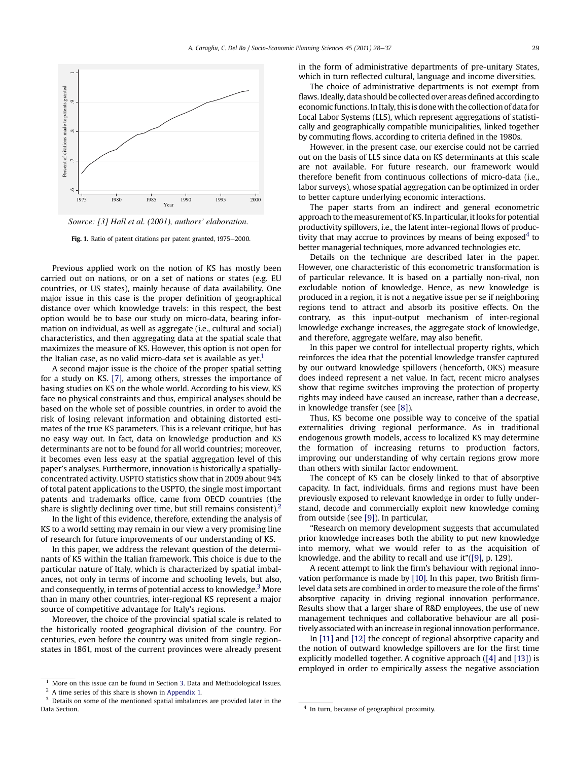Source: [3] Hall et al. (2001), authors' elaboration.

**Fig. 1.** Ratio of patent citations per patent granted, 1975–2000.

Previous applied work on the notion of KS has mostly been carried out on nations, or on a set of nations or states (e.g. EU countries, or US states), mainly because of data availability. One major issue in this case is the proper definition of geographical distance over which knowledge travels: in this respect, the best option would be to base our study on micro-data, bearing information on individual, as well as aggregate (i.e., cultural and social) characteristics, and then aggregating data at the spatial scale that maximizes the measure of KS. However, this option is not open for the Italian case, as no valid micro-data set is available as yet.[1]

A second major issue is the choice of the proper spatial setting for a study on KS. [7], among others, stresses the importance of basing studies on KS on the whole world. According to his view, KS face no physical constraints and thus, empirical analyses should be based on the whole set of possible countries, in order to avoid the risk of losing relevant information and obtaining distorted estimates of the true KS parameters. This is a relevant critique, but has no easy way out. In fact, data on knowledge production and KS determinants are not to be found for all world countries; moreover, it becomes even less easy at the spatial aggregation level of this paper's analyses. Furthermore, innovation is historically a spatially-concentrated activity. USPTO statistics show that in 2009 about 94% of total patent applications to the USPTO, the single most important patents and trademarks office, came from OECD countries (the share is slightly declining over time, but still remains consistent).[2]

In the light of this evidence, therefore, extending the analysis of KS to a world setting may remain in our view a very promising line of research for future improvements of our understanding of KS.

In this paper, we address the relevant question of the determinants of KS within the Italian framework. This choice is due to the particular nature of Italy, which is characterized by spatial imbalances, not only in terms of income and schooling levels, but also, and consequently, in terms of potential access to knowledge.[3] More than in many other countries, inter-regional KS represent a major source of competitive advantage for Italy's regions.

Moreover, the choice of the provincial spatial scale is related to the historically rooted geographical division of the country. For centuries, even before the country was united from single region-states in 1861, most of the current provinces were already present in the form of administrative departments of pre-unitary States, which in turn reflected cultural, language and income diversities.

The choice of administrative departments is not exempt from flaws. Ideally, data should be collected over areas defined according to economic functions. In Italy, this is done with the collection of data for Local Labor Systems (LLS), which represent aggregations of statistically and geographically compatible municipalities, linked together by commuting flows, according to criteria defined in the 1980s.

However, in the present case, our exercise could not be carried out on the basis of LLS since data on KS determinants at this scale are not available. For future research, our framework would therefore benefit from continuous collections of micro-data (i.e., labor surveys), whose spatial aggregation can be optimized in order to better capture underlying economic interactions.

The paper starts from an indirect and general econometric approach to the measurement of KS. In particular, it looks for potential productivity spillovers, i.e., the latent inter-regional flows of productivity that may accrue to provinces by means of being exposed[4] to better managerial techniques, more advanced technologies etc.

Details on the technique are described later in the paper. However, one characteristic of this econometric transformation is of particular relevance. It is based on a partially non-rival, non excludable notion of knowledge. Hence, as new knowledge is produced in a region, it is not a negative issue per se if neighboring regions tend to attract and absorb its positive effects. On the contrary, as this input-output mechanism of inter-regional knowledge exchange increases, the aggregate stock of knowledge, and therefore, aggregate welfare, may also benefit.

In this paper we control for intellectual property rights, which reinforces the idea that the potential knowledge transfer captured by our outward knowledge spillovers (henceforth, OKS) measure does indeed represent a net value. In fact, recent micro analyses show that regime switches improving the protection of property rights may indeed have caused an increase, rather than a decrease, in knowledge transfer (see [8]).

Thus, KS become one possible way to conceive of the spatial externalities driving regional performance. As in traditional endogenous growth models, access to localized KS may determine the formation of increasing returns to production factors, improving our understanding of why certain regions grow more than others with similar factor endowment.

The concept of KS can be closely linked to that of absorptive capacity. In fact, individuals, firms and regions must have been previously exposed to relevant knowledge in order to fully understand, decode and commercially exploit new knowledge coming from outside (see [9]). In particular,

"Research on memory development suggests that accumulated prior knowledge increases both the ability to put new knowledge into memory, what we would refer to as the acquisition of knowledge, and the ability to recall and use it"([9], p. 129).

A recent attempt to link the firm's behaviour with regional innovation performance is made by [10]. In this paper, two British firm-level data sets are combined in order to measure the role of the firms' absorptive capacity in driving regional innovation performance. Results show that a larger share of R&D employees, the use of new management techniques and collaborative behaviour are all positively associated with an increase in regional innovation performance.

In [11] and [12] the concept of regional absorptive capacity and the notion of outward knowledge spillovers are for the first time explicitly modelled together. A cognitive approach ([4] and [13]) is employed in order to empirically assess the negative association

---

[1] More on this issue can be found in Section 3. Data and Methodological Issues.

[2] A time series of this share is shown in Appendix 1.

[3] Details on some of the mentioned spatial imbalances are provided later in the Data Section.

[4] In turn, because of geographical proximity.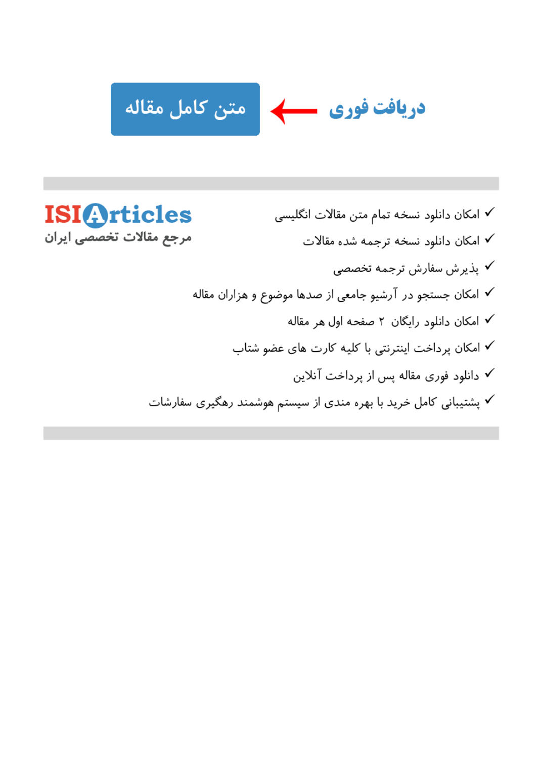دریافت فوری ← **متن کامل مقاله**

**ISIArticles**
مرجع مقالات تخصصی ایران

- ✓ امکان دانلود نسخه تمام متن مقالات انگلیسی
- ✓ امکان دانلود نسخه ترجمه شده مقالات
- ✓ پذیرش سفارش ترجمه تخصصی
- ✓ امکان جستجو در آرشیو جامعی از صدها موضوع و هزاران مقاله
- ✓ امکان دانلود رایگان ۲ صفحه اول هر مقاله
- ✓ امکان پرداخت اینترنتی با کلیه کارت های عضو شتاب
- ✓ دانلود فوری مقاله پس از پرداخت آنلاین
- ✓ پشتیبانی کامل خرید با بهره مندی از سیستم هوشمند رهگیری سفارشات